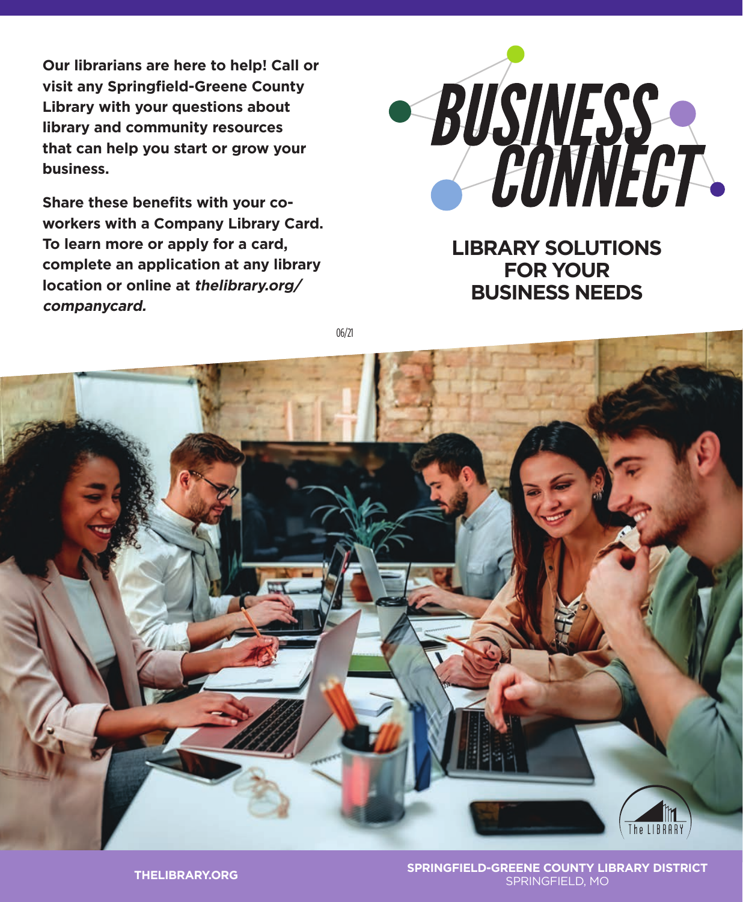# BUSINESS CONNECT

## LIBRARY SOLUTIONS FOR YOUR BUSINESS NEEDS

**Our librarians are here to help! Call or visit any Springfield-Greene County Library with your questions about library and community resources that can help you start or grow your business.**

**Share these benefits with your co-workers with a Company Library Card. To learn more or apply for a card, complete an application at any library location or online at *thelibrary.org/companycard.***

06/21

The LIBRARY

**THELIBRARY.ORG**

**SPRINGFIELD-GREENE COUNTY LIBRARY DISTRICT**
SPRINGFIELD, MO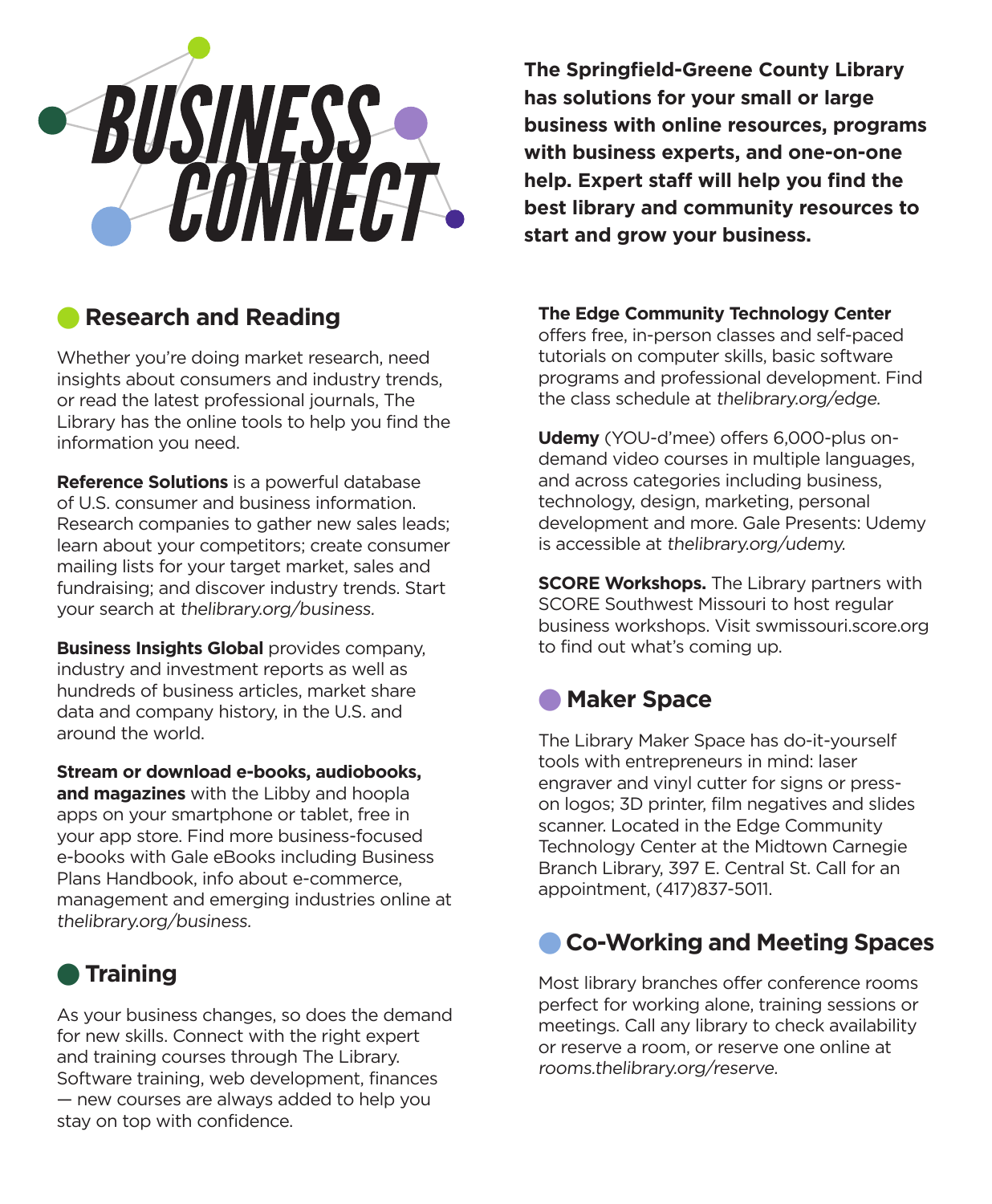# BUSINESS CONNECT

**The Springfield-Greene County Library has solutions for your small or large business with online resources, programs with business experts, and one-on-one help. Expert staff will help you find the best library and community resources to start and grow your business.**

## Research and Reading

Whether you're doing market research, need insights about consumers and industry trends, or read the latest professional journals, The Library has the online tools to help you find the information you need.

**Reference Solutions** is a powerful database of U.S. consumer and business information. Research companies to gather new sales leads; learn about your competitors; create consumer mailing lists for your target market, sales and fundraising; and discover industry trends. Start your search at *thelibrary.org/business.*

**Business Insights Global** provides company, industry and investment reports as well as hundreds of business articles, market share data and company history, in the U.S. and around the world.

**Stream or download e-books, audiobooks, and magazines** with the Libby and hoopla apps on your smartphone or tablet, free in your app store. Find more business-focused e-books with Gale eBooks including Business Plans Handbook, info about e-commerce, management and emerging industries online at *thelibrary.org/business.*

## Training

As your business changes, so does the demand for new skills. Connect with the right expert and training courses through The Library. Software training, web development, finances — new courses are always added to help you stay on top with confidence.

**The Edge Community Technology Center** offers free, in-person classes and self-paced tutorials on computer skills, basic software programs and professional development. Find the class schedule at *thelibrary.org/edge.*

**Udemy** (YOU-d'mee) offers 6,000-plus on-demand video courses in multiple languages, and across categories including business, technology, design, marketing, personal development and more. Gale Presents: Udemy is accessible at *thelibrary.org/udemy.*

**SCORE Workshops.** The Library partners with SCORE Southwest Missouri to host regular business workshops. Visit swmissouri.score.org to find out what's coming up.

## Maker Space

The Library Maker Space has do-it-yourself tools with entrepreneurs in mind: laser engraver and vinyl cutter for signs or press-on logos; 3D printer, film negatives and slides scanner. Located in the Edge Community Technology Center at the Midtown Carnegie Branch Library, 397 E. Central St. Call for an appointment, (417)837-5011.

## Co-Working and Meeting Spaces

Most library branches offer conference rooms perfect for working alone, training sessions or meetings. Call any library to check availability or reserve a room, or reserve one online at *rooms.thelibrary.org/reserve.*